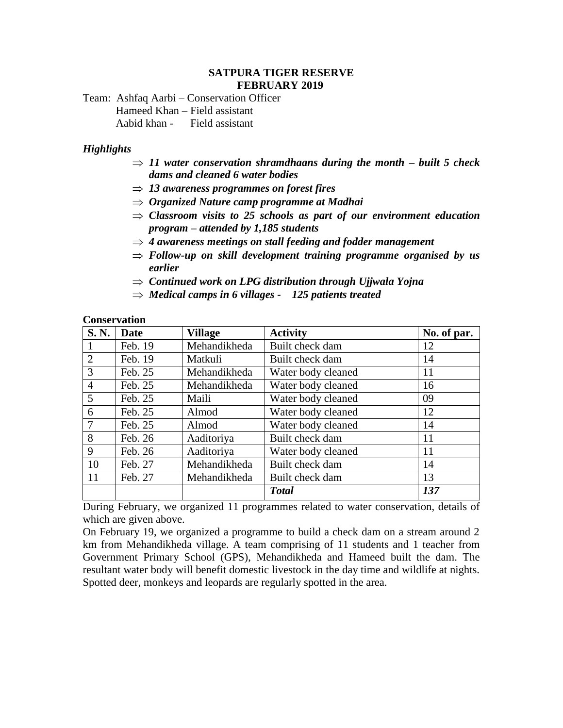**SATPURA TIGER RESERVE**
**FEBRUARY 2019**

Team: Ashfaq Aarbi – Conservation Officer
Hameed Khan – Field assistant
Aabid khan - Field assistant

***Highlights***

- ⇒ ***11 water conservation shramdhaans during the month – built 5 check dams and cleaned 6 water bodies***
- ⇒ ***13 awareness programmes on forest fires***
- ⇒ ***Organized Nature camp programme at Madhai***
- ⇒ ***Classroom visits to 25 schools as part of our environment education program – attended by 1,185 students***
- ⇒ ***4 awareness meetings on stall feeding and fodder management***
- ⇒ ***Follow-up on skill development training programme organised by us earlier***
- ⇒ ***Continued work on LPG distribution through Ujjwala Yojna***
- ⇒ ***Medical camps in 6 villages - 125 patients treated***

**Conservation**

| S. N. | Date | Village | Activity | No. of par. |
|---|---|---|---|---|
| 1 | Feb. 19 | Mehandikheda | Built check dam | 12 |
| 2 | Feb. 19 | Matkuli | Built check dam | 14 |
| 3 | Feb. 25 | Mehandikheda | Water body cleaned | 11 |
| 4 | Feb. 25 | Mehandikheda | Water body cleaned | 16 |
| 5 | Feb. 25 | Maili | Water body cleaned | 09 |
| 6 | Feb. 25 | Almod | Water body cleaned | 12 |
| 7 | Feb. 25 | Almod | Water body cleaned | 14 |
| 8 | Feb. 26 | Aaditoriya | Built check dam | 11 |
| 9 | Feb. 26 | Aaditoriya | Water body cleaned | 11 |
| 10 | Feb. 27 | Mehandikheda | Built check dam | 14 |
| 11 | Feb. 27 | Mehandikheda | Built check dam | 13 |
| | | | ***Total*** | ***137*** |

During February, we organized 11 programmes related to water conservation, details of which are given above.

On February 19, we organized a programme to build a check dam on a stream around 2 km from Mehandikheda village. A team comprising of 11 students and 1 teacher from Government Primary School (GPS), Mehandikheda and Hameed built the dam. The resultant water body will benefit domestic livestock in the day time and wildlife at nights. Spotted deer, monkeys and leopards are regularly spotted in the area.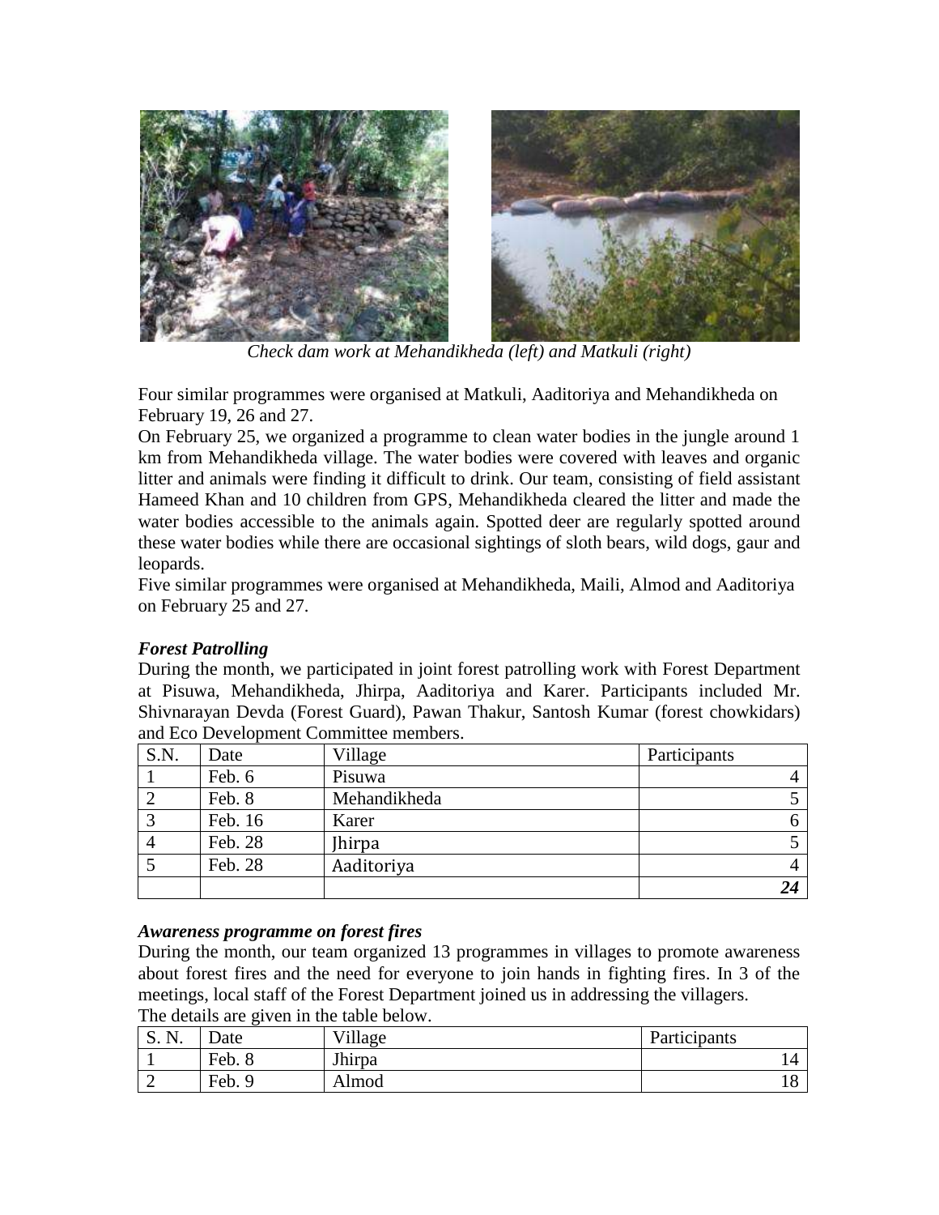*Check dam work at Mehandikheda (left) and Matkuli (right)*

Four similar programmes were organised at Matkuli, Aaditoriya and Mehandikheda on February 19, 26 and 27.

On February 25, we organized a programme to clean water bodies in the jungle around 1 km from Mehandikheda village. The water bodies were covered with leaves and organic litter and animals were finding it difficult to drink. Our team, consisting of field assistant Hameed Khan and 10 children from GPS, Mehandikheda cleared the litter and made the water bodies accessible to the animals again. Spotted deer are regularly spotted around these water bodies while there are occasional sightings of sloth bears, wild dogs, gaur and leopards.

Five similar programmes were organised at Mehandikheda, Maili, Almod and Aaditoriya on February 25 and 27.

### *Forest Patrolling*

During the month, we participated in joint forest patrolling work with Forest Department at Pisuwa, Mehandikheda, Jhirpa, Aaditoriya and Karer. Participants included Mr. Shivnarayan Devda (Forest Guard), Pawan Thakur, Santosh Kumar (forest chowkidars) and Eco Development Committee members.

| S.N. | Date | Village | Participants |
|---|---|---|---|
| 1 | Feb. 6 | Pisuwa | 4 |
| 2 | Feb. 8 | Mehandikheda | 5 |
| 3 | Feb. 16 | Karer | 6 |
| 4 | Feb. 28 | Jhirpa | 5 |
| 5 | Feb. 28 | Aaditoriya | 4 |
| | | | ***24*** |

### *Awareness programme on forest fires*

During the month, our team organized 13 programmes in villages to promote awareness about forest fires and the need for everyone to join hands in fighting fires. In 3 of the meetings, local staff of the Forest Department joined us in addressing the villagers.

The details are given in the table below.

| S. N. | Date | Village | Participants |
|---|---|---|---|
| 1 | Feb. 8 | Jhirpa | 14 |
| 2 | Feb. 9 | Almod | 18 |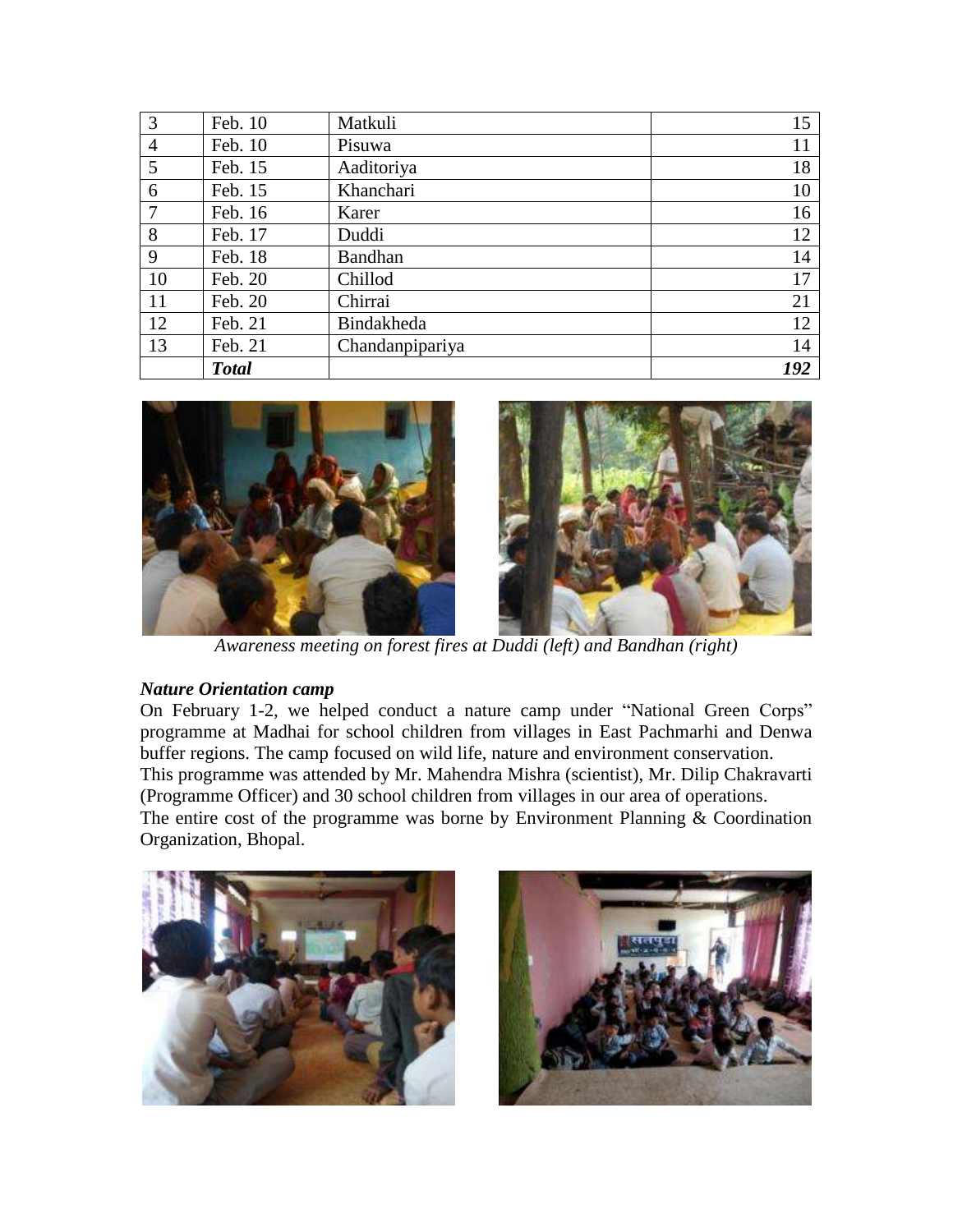| 3 | Feb. 10 | Matkuli | 15 |
|---|---|---|---|
| 4 | Feb. 10 | Pisuwa | 11 |
| 5 | Feb. 15 | Aaditoriya | 18 |
| 6 | Feb. 15 | Khanchari | 10 |
| 7 | Feb. 16 | Karer | 16 |
| 8 | Feb. 17 | Duddi | 12 |
| 9 | Feb. 18 | Bandhan | 14 |
| 10 | Feb. 20 | Chillod | 17 |
| 11 | Feb. 20 | Chirrai | 21 |
| 12 | Feb. 21 | Bindakheda | 12 |
| 13 | Feb. 21 | Chandanpipariya | 14 |
| | ***Total*** | | ***192*** |

*Awareness meeting on forest fires at Duddi (left) and Bandhan (right)*

***Nature Orientation camp***

On February 1-2, we helped conduct a nature camp under "National Green Corps" programme at Madhai for school children from villages in East Pachmarhi and Denwa buffer regions. The camp focused on wild life, nature and environment conservation.

This programme was attended by Mr. Mahendra Mishra (scientist), Mr. Dilip Chakravarti (Programme Officer) and 30 school children from villages in our area of operations.

The entire cost of the programme was borne by Environment Planning & Coordination Organization, Bhopal.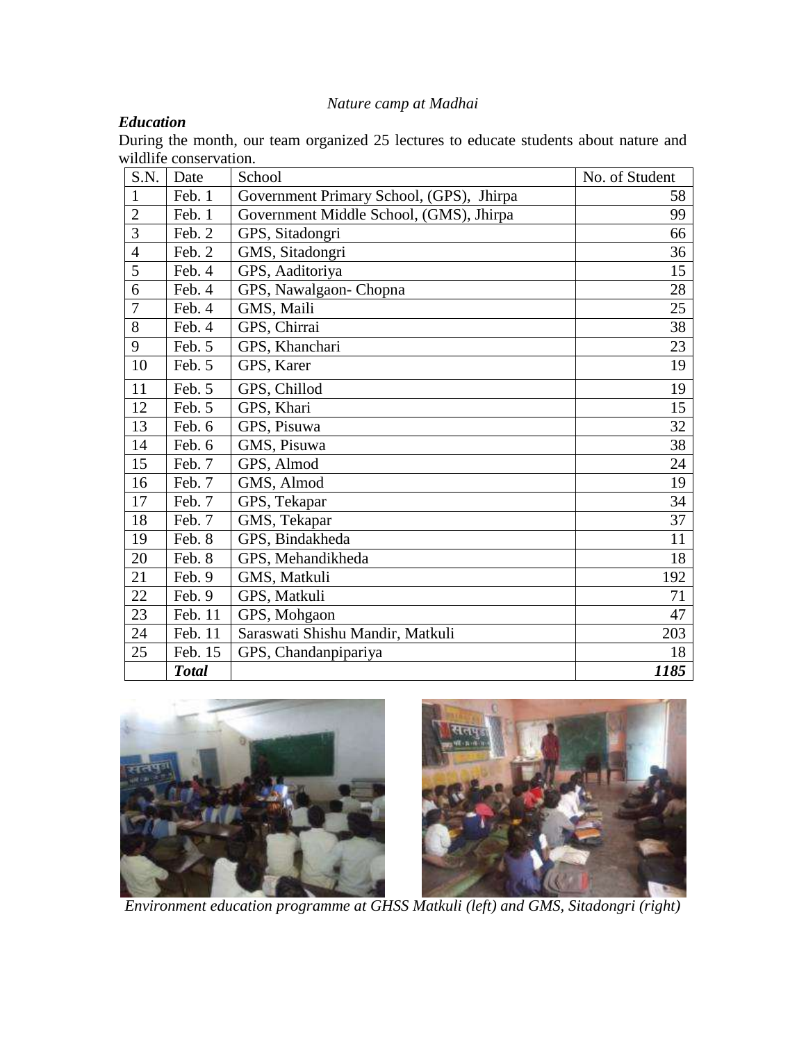*Nature camp at Madhai*

***Education***

During the month, our team organized 25 lectures to educate students about nature and wildlife conservation.

| S.N. | Date | School | No. of Student |
|---|---|---|---|
| 1 | Feb. 1 | Government Primary School, (GPS), Jhirpa | 58 |
| 2 | Feb. 1 | Government Middle School, (GMS), Jhirpa | 99 |
| 3 | Feb. 2 | GPS, Sitadongri | 66 |
| 4 | Feb. 2 | GMS, Sitadongri | 36 |
| 5 | Feb. 4 | GPS, Aaditoriya | 15 |
| 6 | Feb. 4 | GPS, Nawalgaon- Chopna | 28 |
| 7 | Feb. 4 | GMS, Maili | 25 |
| 8 | Feb. 4 | GPS, Chirrai | 38 |
| 9 | Feb. 5 | GPS, Khanchari | 23 |
| 10 | Feb. 5 | GPS, Karer | 19 |
| 11 | Feb. 5 | GPS, Chillod | 19 |
| 12 | Feb. 5 | GPS, Khari | 15 |
| 13 | Feb. 6 | GPS, Pisuwa | 32 |
| 14 | Feb. 6 | GMS, Pisuwa | 38 |
| 15 | Feb. 7 | GPS, Almod | 24 |
| 16 | Feb. 7 | GMS, Almod | 19 |
| 17 | Feb. 7 | GPS, Tekapar | 34 |
| 18 | Feb. 7 | GMS, Tekapar | 37 |
| 19 | Feb. 8 | GPS, Bindakheda | 11 |
| 20 | Feb. 8 | GPS, Mehandikheda | 18 |
| 21 | Feb. 9 | GMS, Matkuli | 192 |
| 22 | Feb. 9 | GPS, Matkuli | 71 |
| 23 | Feb. 11 | GPS, Mohgaon | 47 |
| 24 | Feb. 11 | Saraswati Shishu Mandir, Matkuli | 203 |
| 25 | Feb. 15 | GPS, Chandanpipariya | 18 |
| | ***Total*** | | ***1185*** |

*Environment education programme at GHSS Matkuli (left) and GMS, Sitadongri (right)*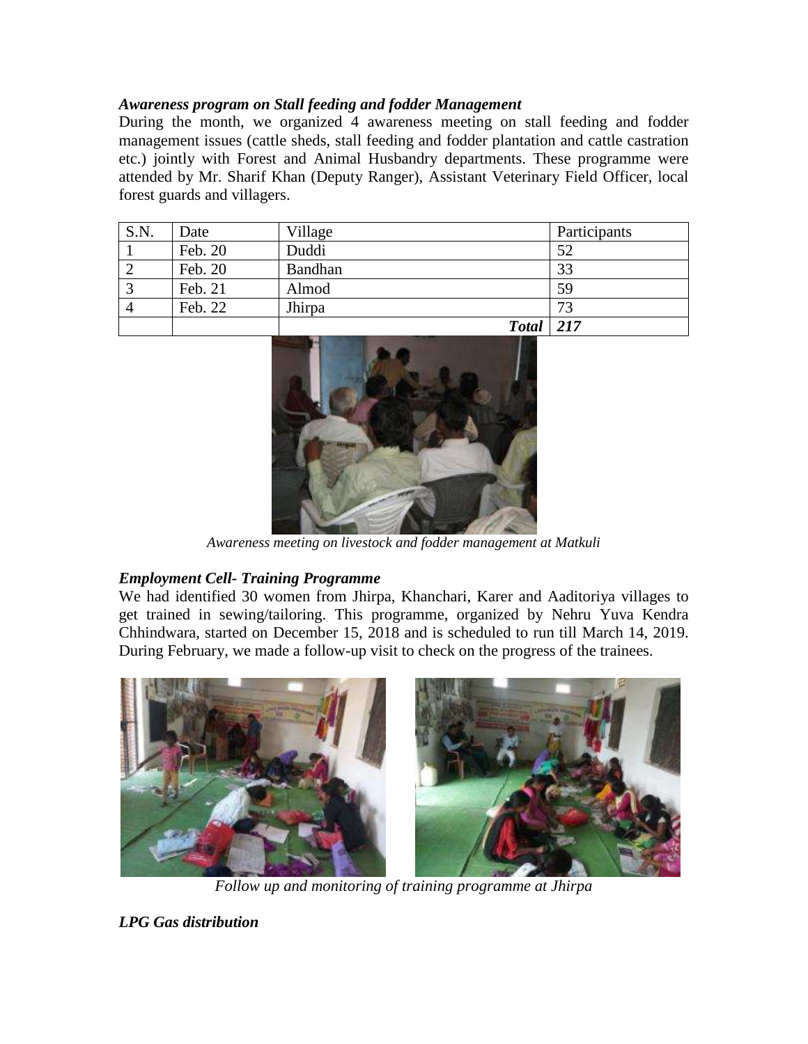***Awareness program on Stall feeding and fodder Management***

During the month, we organized 4 awareness meeting on stall feeding and fodder management issues (cattle sheds, stall feeding and fodder plantation and cattle castration etc.) jointly with Forest and Animal Husbandry departments. These programme were attended by Mr. Sharif Khan (Deputy Ranger), Assistant Veterinary Field Officer, local forest guards and villagers.

| S.N. | Date | Village | Participants |
|---|---|---|---|
| 1 | Feb. 20 | Duddi | 52 |
| 2 | Feb. 20 | Bandhan | 33 |
| 3 | Feb. 21 | Almod | 59 |
| 4 | Feb. 22 | Jhirpa | 73 |
| | | ***Total*** | ***217*** |

*Awareness meeting on livestock and fodder management at Matkuli*

***Employment Cell- Training Programme***

We had identified 30 women from Jhirpa, Khanchari, Karer and Aaditoriya villages to get trained in sewing/tailoring. This programme, organized by Nehru Yuva Kendra Chhindwara, started on December 15, 2018 and is scheduled to run till March 14, 2019. During February, we made a follow-up visit to check on the progress of the trainees.

*Follow up and monitoring of training programme at Jhirpa*

***LPG Gas distribution***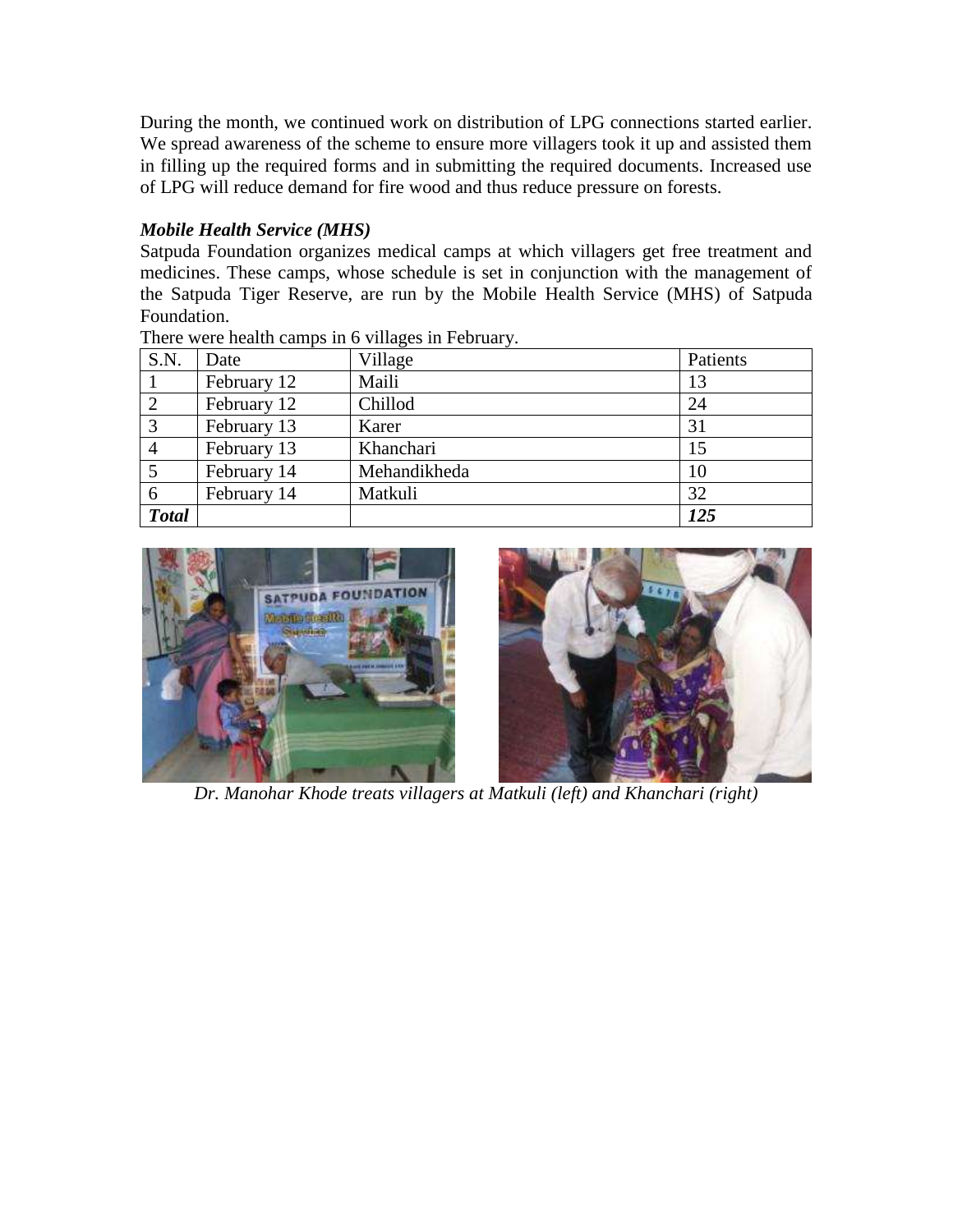During the month, we continued work on distribution of LPG connections started earlier. We spread awareness of the scheme to ensure more villagers took it up and assisted them in filling up the required forms and in submitting the required documents. Increased use of LPG will reduce demand for fire wood and thus reduce pressure on forests.

***Mobile Health Service (MHS)***

Satpuda Foundation organizes medical camps at which villagers get free treatment and medicines. These camps, whose schedule is set in conjunction with the management of the Satpuda Tiger Reserve, are run by the Mobile Health Service (MHS) of Satpuda Foundation.

There were health camps in 6 villages in February.

| S.N. | Date | Village | Patients |
|---|---|---|---|
| 1 | February 12 | Maili | 13 |
| 2 | February 12 | Chillod | 24 |
| 3 | February 13 | Karer | 31 |
| 4 | February 13 | Khanchari | 15 |
| 5 | February 14 | Mehandikheda | 10 |
| 6 | February 14 | Matkuli | 32 |
| ***Total*** | | | ***125*** |

*Dr. Manohar Khode treats villagers at Matkuli (left) and Khanchari (right)*